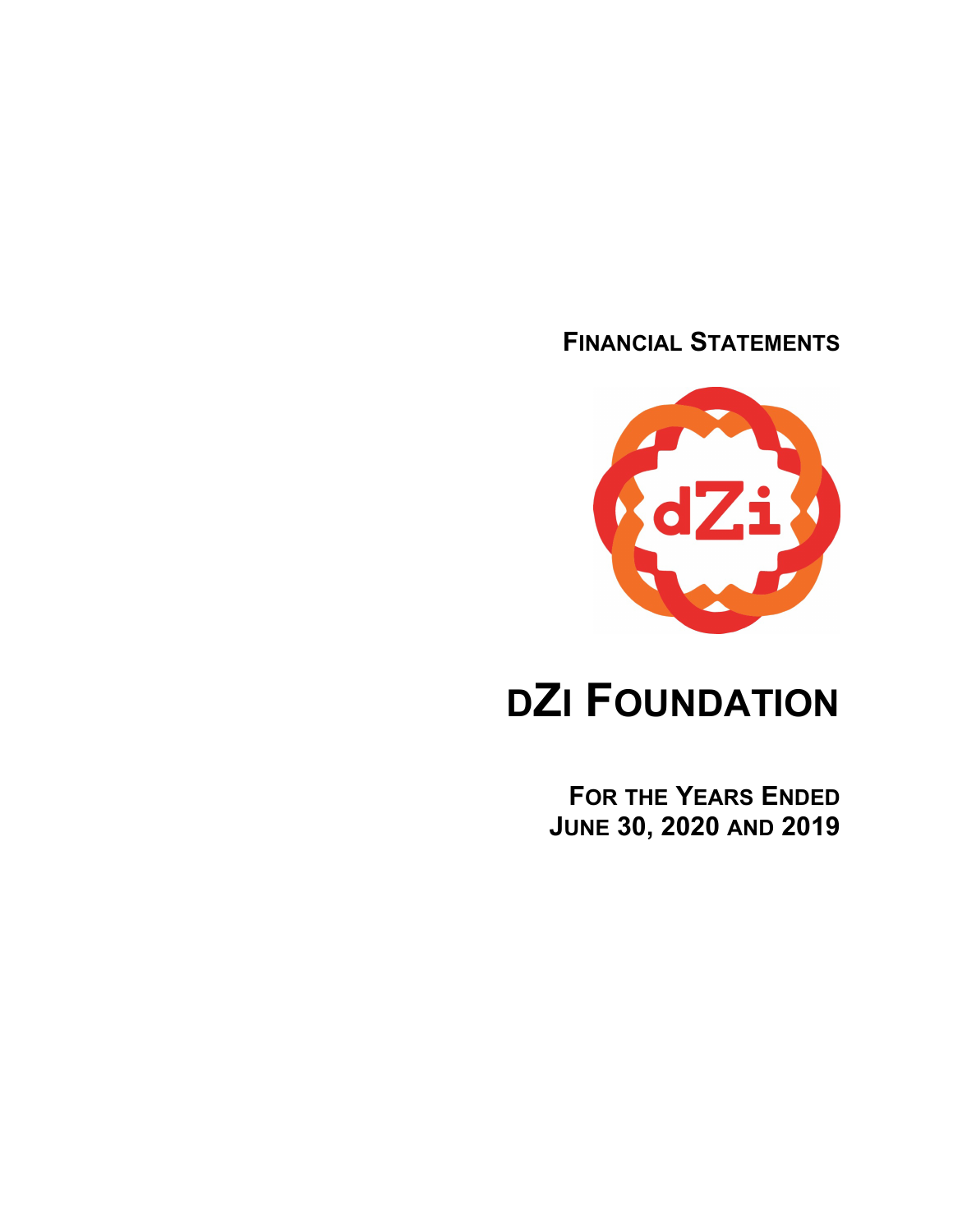# FINANCIAL STATEMENTS

# dZi FOUNDATION

## FOR THE YEARS ENDED JUNE 30, 2020 AND 2019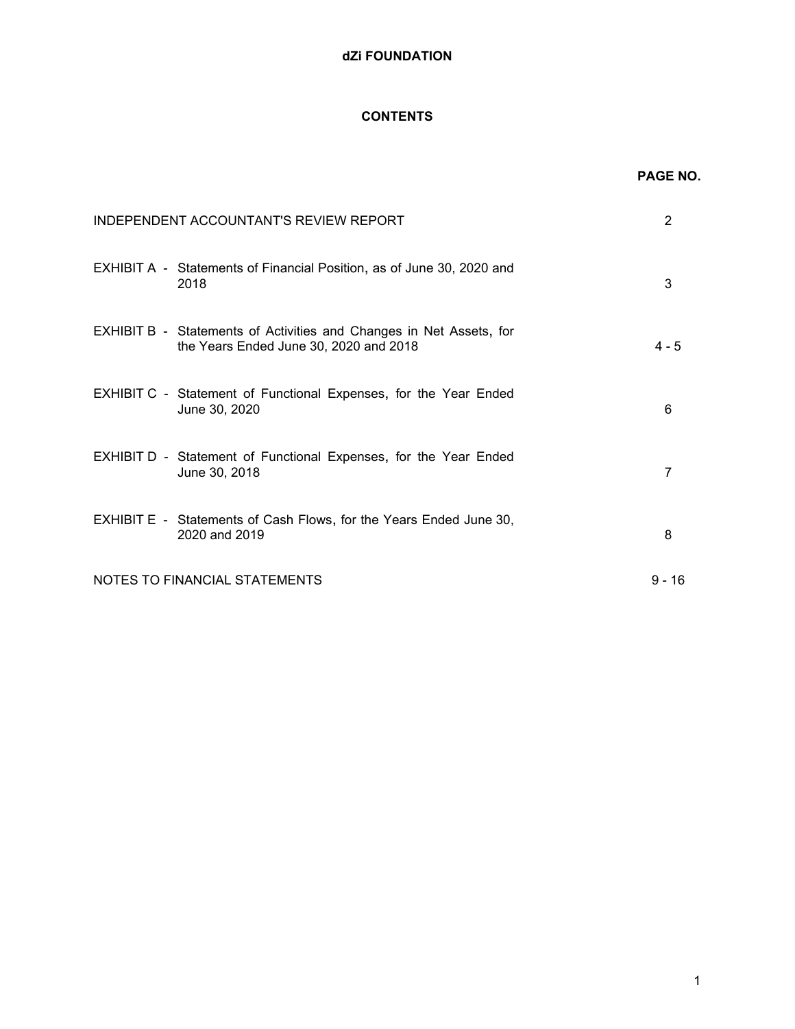**dZi FOUNDATION**

**CONTENTS**

| | PAGE NO. |
|---|---|
| INDEPENDENT ACCOUNTANT'S REVIEW REPORT | 2 |
| EXHIBIT A - Statements of Financial Position, as of June 30, 2020 and 2018 | 3 |
| EXHIBIT B - Statements of Activities and Changes in Net Assets, for the Years Ended June 30, 2020 and 2018 | 4 - 5 |
| EXHIBIT C - Statement of Functional Expenses, for the Year Ended June 30, 2020 | 6 |
| EXHIBIT D - Statement of Functional Expenses, for the Year Ended June 30, 2018 | 7 |
| EXHIBIT E - Statements of Cash Flows, for the Years Ended June 30, 2020 and 2019 | 8 |
| NOTES TO FINANCIAL STATEMENTS | 9 - 16 |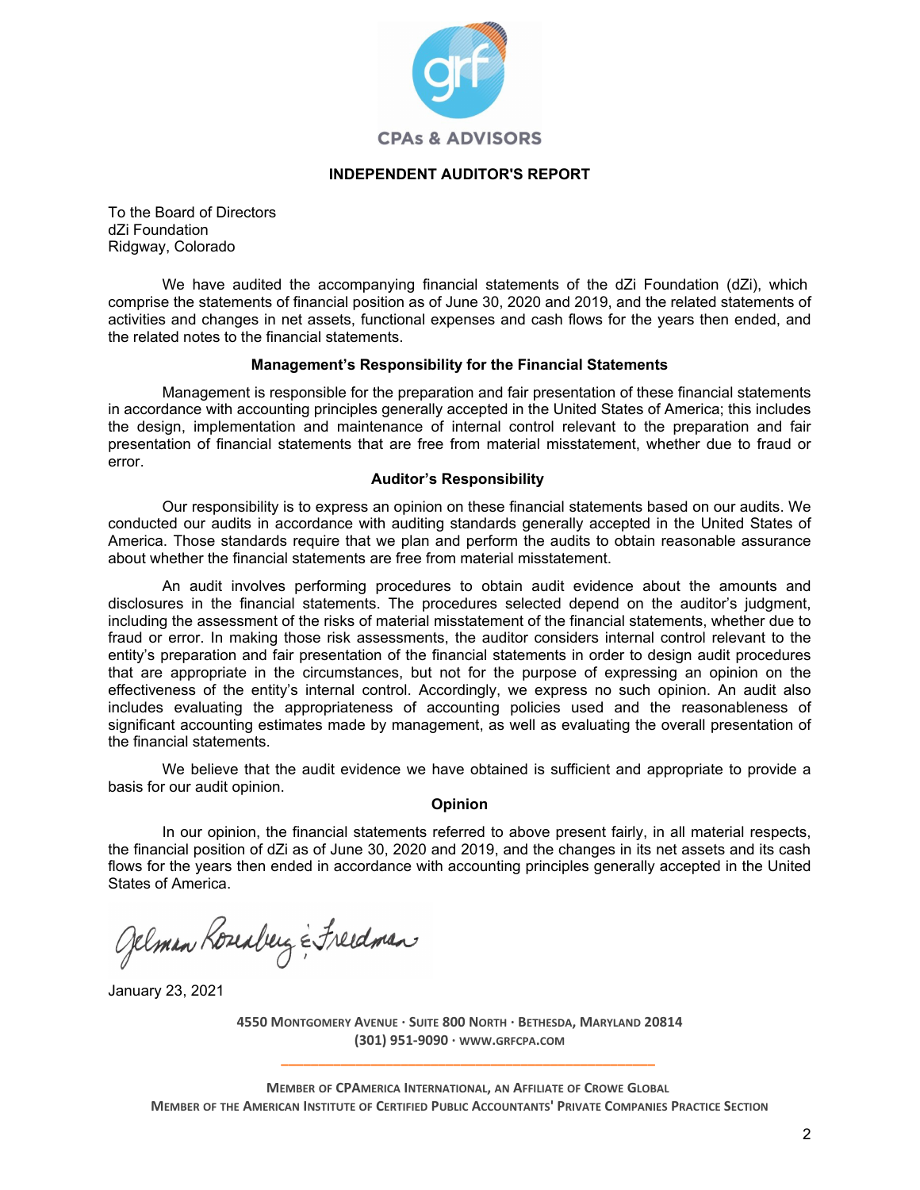CPAs & ADVISORS

# INDEPENDENT AUDITOR'S REPORT

To the Board of Directors
dZi Foundation
Ridgway, Colorado

We have audited the accompanying financial statements of the dZi Foundation (dZi), which comprise the statements of financial position as of June 30, 2020 and 2019, and the related statements of activities and changes in net assets, functional expenses and cash flows for the years then ended, and the related notes to the financial statements.

## Management's Responsibility for the Financial Statements

Management is responsible for the preparation and fair presentation of these financial statements in accordance with accounting principles generally accepted in the United States of America; this includes the design, implementation and maintenance of internal control relevant to the preparation and fair presentation of financial statements that are free from material misstatement, whether due to fraud or error.

## Auditor's Responsibility

Our responsibility is to express an opinion on these financial statements based on our audits. We conducted our audits in accordance with auditing standards generally accepted in the United States of America. Those standards require that we plan and perform the audits to obtain reasonable assurance about whether the financial statements are free from material misstatement.

An audit involves performing procedures to obtain audit evidence about the amounts and disclosures in the financial statements. The procedures selected depend on the auditor's judgment, including the assessment of the risks of material misstatement of the financial statements, whether due to fraud or error. In making those risk assessments, the auditor considers internal control relevant to the entity's preparation and fair presentation of the financial statements in order to design audit procedures that are appropriate in the circumstances, but not for the purpose of expressing an opinion on the effectiveness of the entity's internal control. Accordingly, we express no such opinion. An audit also includes evaluating the appropriateness of accounting policies used and the reasonableness of significant accounting estimates made by management, as well as evaluating the overall presentation of the financial statements.

We believe that the audit evidence we have obtained is sufficient and appropriate to provide a basis for our audit opinion.

## Opinion

In our opinion, the financial statements referred to above present fairly, in all material respects, the financial position of dZi as of June 30, 2020 and 2019, and the changes in its net assets and its cash flows for the years then ended in accordance with accounting principles generally accepted in the United States of America.

Gelman Rosenberg & Freedman

January 23, 2021

4550 Montgomery Avenue · Suite 800 North · Bethesda, Maryland 20814
(301) 951-9090 · www.grfcpa.com

Member of CPAmerica International, an Affiliate of Crowe Global
Member of the American Institute of Certified Public Accountants' Private Companies Practice Section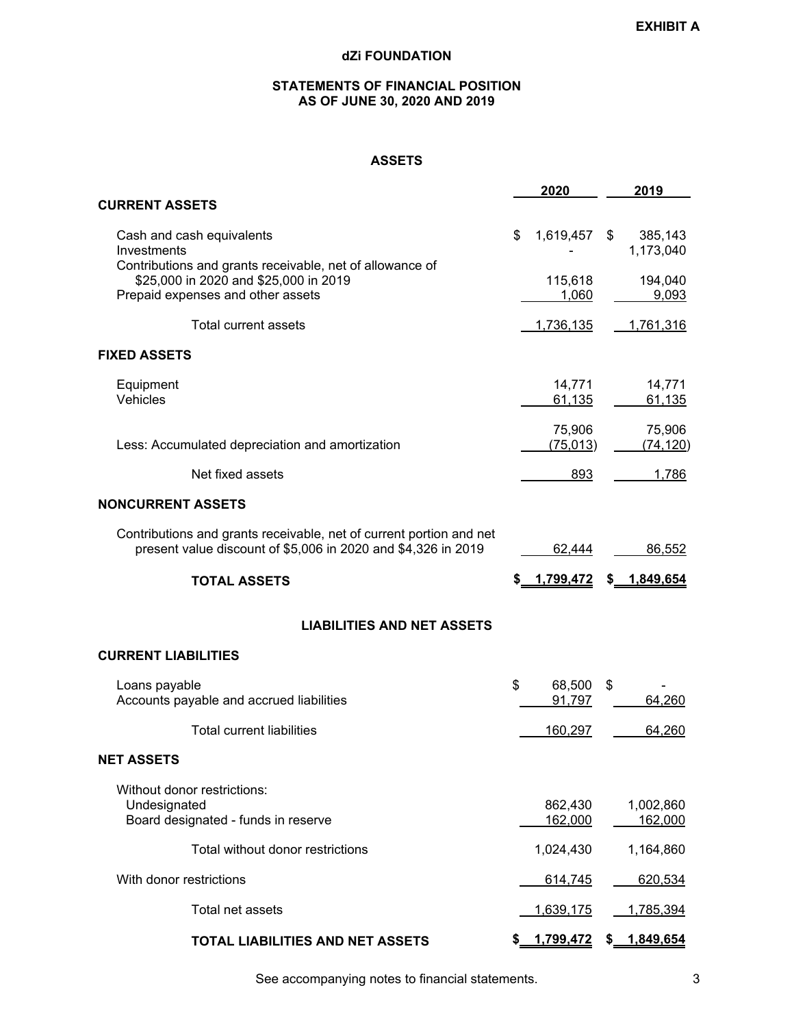**EXHIBIT A**

# dZi FOUNDATION

## STATEMENTS OF FINANCIAL POSITION
## AS OF JUNE 30, 2020 AND 2019

### ASSETS

| | 2020 | 2019 |
|---|---|---|
| **CURRENT ASSETS** | | |
| Cash and cash equivalents | $ 1,619,457 | $ 385,143 |
| Investments | - | 1,173,040 |
| Contributions and grants receivable, net of allowance of $25,000 in 2020 and $25,000 in 2019 | 115,618 | 194,040 |
| Prepaid expenses and other assets | 1,060 | 9,093 |
| Total current assets | 1,736,135 | 1,761,316 |
| **FIXED ASSETS** | | |
| Equipment | 14,771 | 14,771 |
| Vehicles | 61,135 | 61,135 |
| | 75,906 | 75,906 |
| Less: Accumulated depreciation and amortization | (75,013) | (74,120) |
| Net fixed assets | 893 | 1,786 |
| **NONCURRENT ASSETS** | | |
| Contributions and grants receivable, net of current portion and net present value discount of $5,006 in 2020 and $4,326 in 2019 | 62,444 | 86,552 |
| **TOTAL ASSETS** | **$ 1,799,472** | **$ 1,849,654** |

### LIABILITIES AND NET ASSETS

| | 2020 | 2019 |
|---|---|---|
| **CURRENT LIABILITIES** | | |
| Loans payable | $ 68,500 | $ - |
| Accounts payable and accrued liabilities | 91,797 | 64,260 |
| Total current liabilities | 160,297 | 64,260 |
| **NET ASSETS** | | |
| Without donor restrictions: | | |
| Undesignated | 862,430 | 1,002,860 |
| Board designated - funds in reserve | 162,000 | 162,000 |
| Total without donor restrictions | 1,024,430 | 1,164,860 |
| With donor restrictions | 614,745 | 620,534 |
| Total net assets | 1,639,175 | 1,785,394 |
| **TOTAL LIABILITIES AND NET ASSETS** | **$ 1,799,472** | **$ 1,849,654** |

See accompanying notes to financial statements.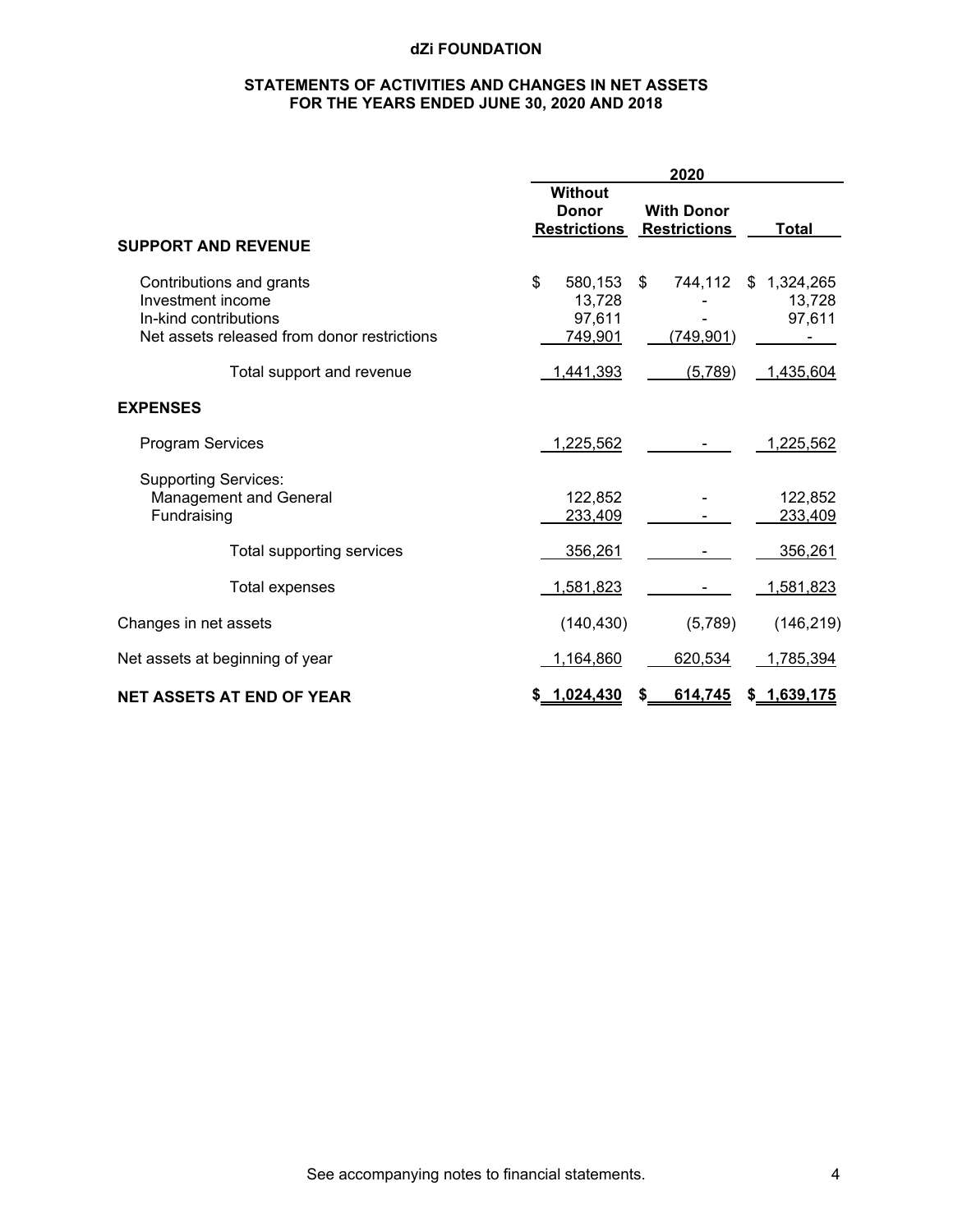# dZi FOUNDATION

## STATEMENTS OF ACTIVITIES AND CHANGES IN NET ASSETS
## FOR THE YEARS ENDED JUNE 30, 2020 AND 2018

| | 2020 | | |
|---|---|---|---|
| | Without Donor Restrictions | With Donor Restrictions | Total |
| **SUPPORT AND REVENUE** | | | |
| Contributions and grants | $ 580,153 | $ 744,112 | $ 1,324,265 |
| Investment income | 13,728 | - | 13,728 |
| In-kind contributions | 97,611 | - | 97,611 |
| Net assets released from donor restrictions | 749,901 | (749,901) | - |
| Total support and revenue | 1,441,393 | (5,789) | 1,435,604 |
| **EXPENSES** | | | |
| Program Services | 1,225,562 | - | 1,225,562 |
| Supporting Services: | | | |
| Management and General | 122,852 | - | 122,852 |
| Fundraising | 233,409 | - | 233,409 |
| Total supporting services | 356,261 | - | 356,261 |
| Total expenses | 1,581,823 | - | 1,581,823 |
| Changes in net assets | (140,430) | (5,789) | (146,219) |
| Net assets at beginning of year | 1,164,860 | 620,534 | 1,785,394 |
| **NET ASSETS AT END OF YEAR** | **$ 1,024,430** | **$ 614,745** | **$ 1,639,175** |

See accompanying notes to financial statements.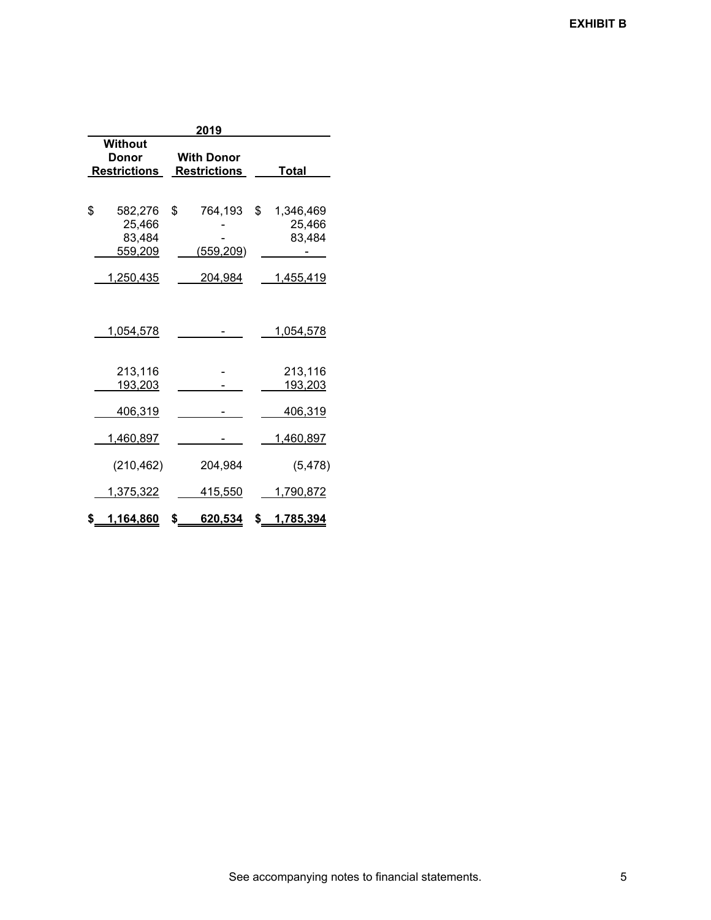**EXHIBIT B**

| 2019 | | |
|---|---|---|
| Without Donor Restrictions | With Donor Restrictions | Total |
| | | |
| $ 582,276 | $ 764,193 | $ 1,346,469 |
| 25,466 | - | 25,466 |
| 83,484 | - | 83,484 |
| 559,209 | (559,209) | - |
| 1,250,435 | 204,984 | 1,455,419 |
| | | |
| 1,054,578 | - | 1,054,578 |
| | | |
| 213,116 | - | 213,116 |
| 193,203 | - | 193,203 |
| 406,319 | - | 406,319 |
| 1,460,897 | - | 1,460,897 |
| (210,462) | 204,984 | (5,478) |
| 1,375,322 | 415,550 | 1,790,872 |
| $ 1,164,860 | $ 620,534 | $ 1,785,394 |

See accompanying notes to financial statements.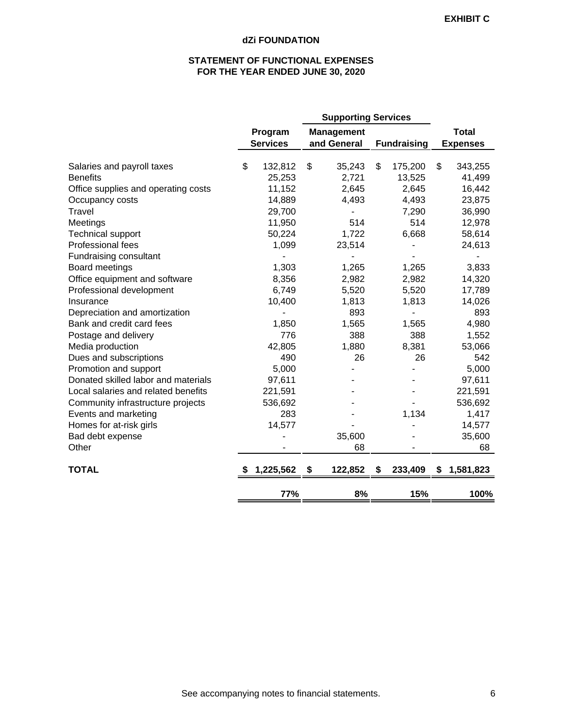**EXHIBIT C**

## dZi FOUNDATION

### STATEMENT OF FUNCTIONAL EXPENSES
### FOR THE YEAR ENDED JUNE 30, 2020

| | Program Services | Supporting Services | | Total Expenses |
|---|---|---|---|---|
| | | Management and General | Fundraising | |
| Salaries and payroll taxes | $ 132,812 | $ 35,243 | $ 175,200 | $ 343,255 |
| Benefits | 25,253 | 2,721 | 13,525 | 41,499 |
| Office supplies and operating costs | 11,152 | 2,645 | 2,645 | 16,442 |
| Occupancy costs | 14,889 | 4,493 | 4,493 | 23,875 |
| Travel | 29,700 | - | 7,290 | 36,990 |
| Meetings | 11,950 | 514 | 514 | 12,978 |
| Technical support | 50,224 | 1,722 | 6,668 | 58,614 |
| Professional fees | 1,099 | 23,514 | - | 24,613 |
| Fundraising consultant | - | - | - | - |
| Board meetings | 1,303 | 1,265 | 1,265 | 3,833 |
| Office equipment and software | 8,356 | 2,982 | 2,982 | 14,320 |
| Professional development | 6,749 | 5,520 | 5,520 | 17,789 |
| Insurance | 10,400 | 1,813 | 1,813 | 14,026 |
| Depreciation and amortization | - | 893 | - | 893 |
| Bank and credit card fees | 1,850 | 1,565 | 1,565 | 4,980 |
| Postage and delivery | 776 | 388 | 388 | 1,552 |
| Media production | 42,805 | 1,880 | 8,381 | 53,066 |
| Dues and subscriptions | 490 | 26 | 26 | 542 |
| Promotion and support | 5,000 | - | - | 5,000 |
| Donated skilled labor and materials | 97,611 | - | - | 97,611 |
| Local salaries and related benefits | 221,591 | - | - | 221,591 |
| Community infrastructure projects | 536,692 | - | - | 536,692 |
| Events and marketing | 283 | - | 1,134 | 1,417 |
| Homes for at-risk girls | 14,577 | - | - | 14,577 |
| Bad debt expense | - | 35,600 | - | 35,600 |
| Other | - | 68 | - | 68 |
| **TOTAL** | **$ 1,225,562** | **$ 122,852** | **$ 233,409** | **$ 1,581,823** |
| | **77%** | **8%** | **15%** | **100%** |

See accompanying notes to financial statements.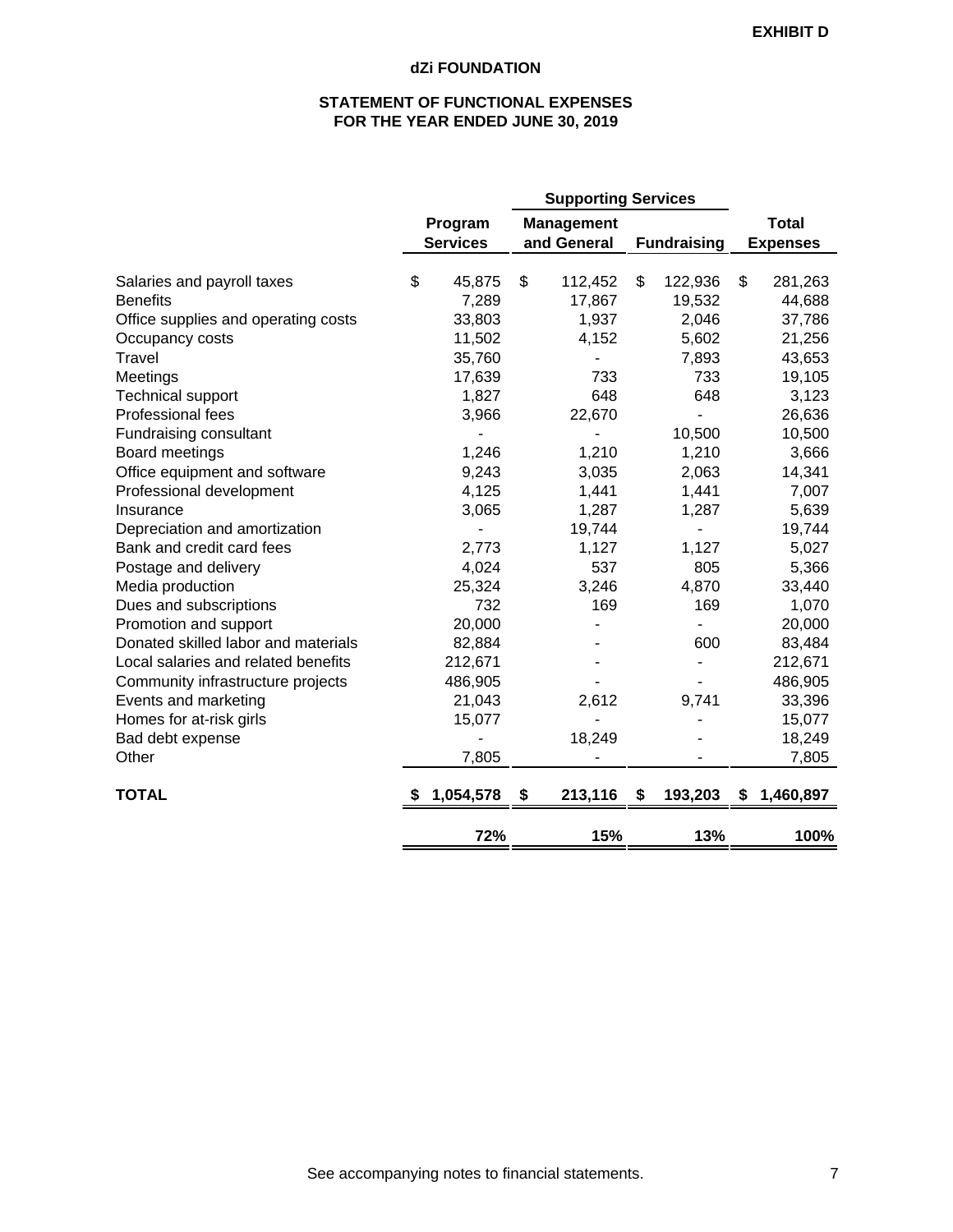EXHIBIT D

**dZi FOUNDATION**

**STATEMENT OF FUNCTIONAL EXPENSES**
**FOR THE YEAR ENDED JUNE 30, 2019**

| | | Supporting Services | | |
|---|---|---|---|---|
| | Program Services | Management and General | Fundraising | Total Expenses |
| Salaries and payroll taxes | $ 45,875 | $ 112,452 | $ 122,936 | $ 281,263 |
| Benefits | 7,289 | 17,867 | 19,532 | 44,688 |
| Office supplies and operating costs | 33,803 | 1,937 | 2,046 | 37,786 |
| Occupancy costs | 11,502 | 4,152 | 5,602 | 21,256 |
| Travel | 35,760 | - | 7,893 | 43,653 |
| Meetings | 17,639 | 733 | 733 | 19,105 |
| Technical support | 1,827 | 648 | 648 | 3,123 |
| Professional fees | 3,966 | 22,670 | - | 26,636 |
| Fundraising consultant | - | - | 10,500 | 10,500 |
| Board meetings | 1,246 | 1,210 | 1,210 | 3,666 |
| Office equipment and software | 9,243 | 3,035 | 2,063 | 14,341 |
| Professional development | 4,125 | 1,441 | 1,441 | 7,007 |
| Insurance | 3,065 | 1,287 | 1,287 | 5,639 |
| Depreciation and amortization | - | 19,744 | - | 19,744 |
| Bank and credit card fees | 2,773 | 1,127 | 1,127 | 5,027 |
| Postage and delivery | 4,024 | 537 | 805 | 5,366 |
| Media production | 25,324 | 3,246 | 4,870 | 33,440 |
| Dues and subscriptions | 732 | 169 | 169 | 1,070 |
| Promotion and support | 20,000 | - | - | 20,000 |
| Donated skilled labor and materials | 82,884 | - | 600 | 83,484 |
| Local salaries and related benefits | 212,671 | - | - | 212,671 |
| Community infrastructure projects | 486,905 | - | - | 486,905 |
| Events and marketing | 21,043 | 2,612 | 9,741 | 33,396 |
| Homes for at-risk girls | 15,077 | - | - | 15,077 |
| Bad debt expense | - | 18,249 | - | 18,249 |
| Other | 7,805 | - | - | 7,805 |
| **TOTAL** | **$ 1,054,578** | **$ 213,116** | **$ 193,203** | **$ 1,460,897** |
| | **72%** | **15%** | **13%** | **100%** |

See accompanying notes to financial statements.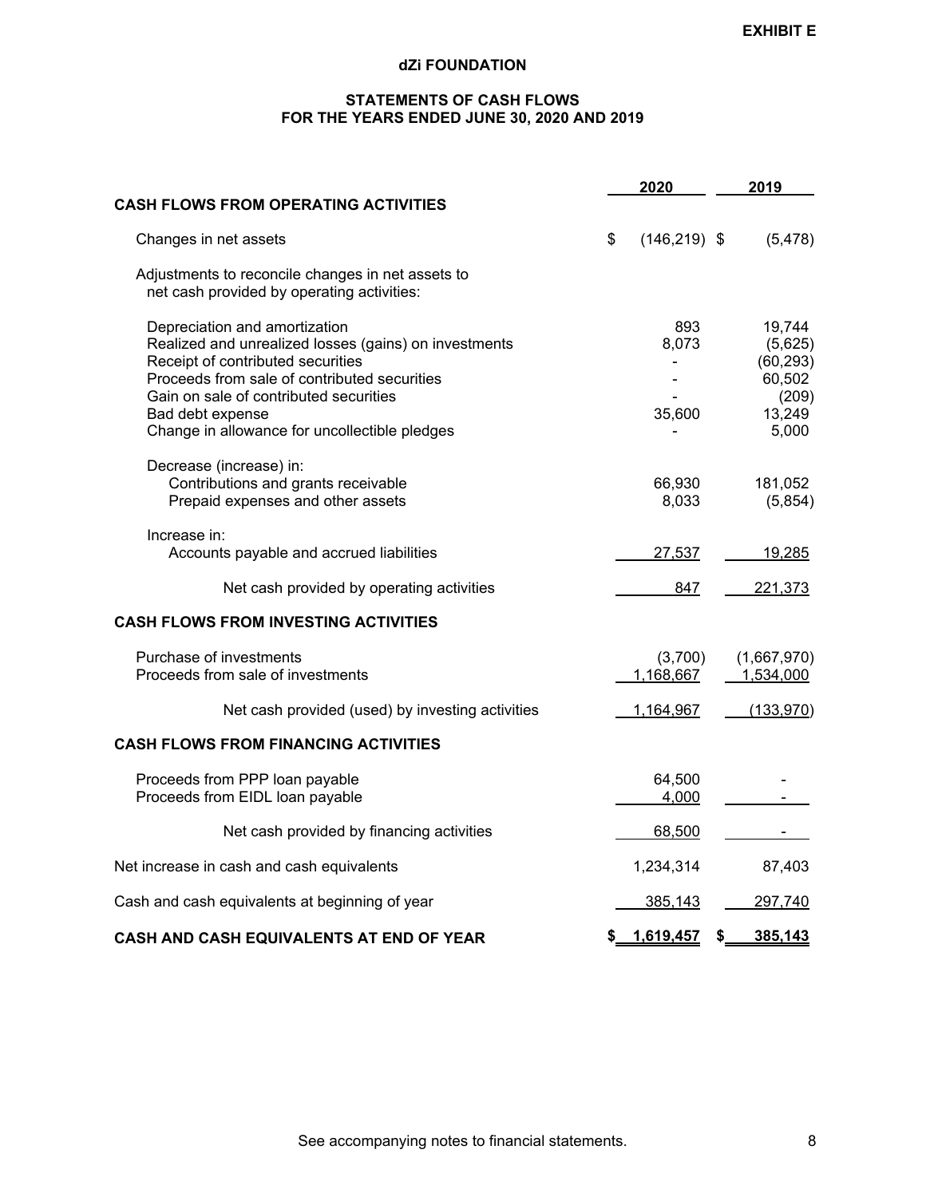EXHIBIT E

# dZi FOUNDATION

## STATEMENTS OF CASH FLOWS
## FOR THE YEARS ENDED JUNE 30, 2020 AND 2019

| | 2020 | 2019 |
|---|---|---|
| **CASH FLOWS FROM OPERATING ACTIVITIES** | | |
| Changes in net assets | $ (146,219) | $ (5,478) |
| Adjustments to reconcile changes in net assets to net cash provided by operating activities: | | |
| Depreciation and amortization | 893 | 19,744 |
| Realized and unrealized losses (gains) on investments | 8,073 | (5,625) |
| Receipt of contributed securities | - | (60,293) |
| Proceeds from sale of contributed securities | - | 60,502 |
| Gain on sale of contributed securities | - | (209) |
| Bad debt expense | 35,600 | 13,249 |
| Change in allowance for uncollectible pledges | - | 5,000 |
| Decrease (increase) in: | | |
| Contributions and grants receivable | 66,930 | 181,052 |
| Prepaid expenses and other assets | 8,033 | (5,854) |
| Increase in: | | |
| Accounts payable and accrued liabilities | 27,537 | 19,285 |
| Net cash provided by operating activities | 847 | 221,373 |
| **CASH FLOWS FROM INVESTING ACTIVITIES** | | |
| Purchase of investments | (3,700) | (1,667,970) |
| Proceeds from sale of investments | 1,168,667 | 1,534,000 |
| Net cash provided (used) by investing activities | 1,164,967 | (133,970) |
| **CASH FLOWS FROM FINANCING ACTIVITIES** | | |
| Proceeds from PPP loan payable | 64,500 | - |
| Proceeds from EIDL loan payable | 4,000 | - |
| Net cash provided by financing activities | 68,500 | - |
| Net increase in cash and cash equivalents | 1,234,314 | 87,403 |
| Cash and cash equivalents at beginning of year | 385,143 | 297,740 |
| **CASH AND CASH EQUIVALENTS AT END OF YEAR** | **$ 1,619,457** | **$ 385,143** |

See accompanying notes to financial statements.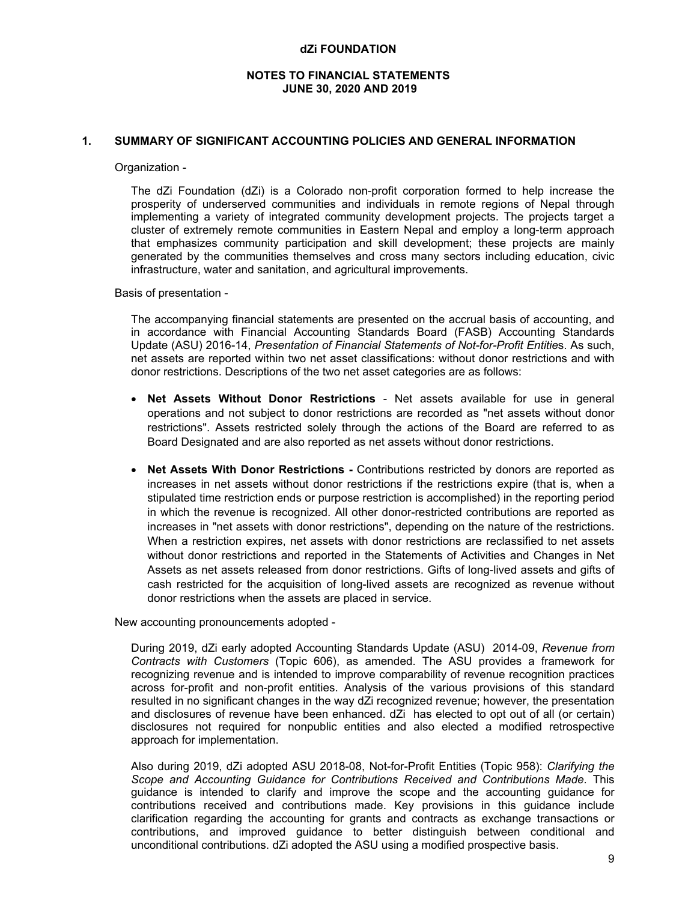# dZi FOUNDATION

## NOTES TO FINANCIAL STATEMENTS
## JUNE 30, 2020 AND 2019

### 1. SUMMARY OF SIGNIFICANT ACCOUNTING POLICIES AND GENERAL INFORMATION

Organization -

The dZi Foundation (dZi) is a Colorado non-profit corporation formed to help increase the prosperity of underserved communities and individuals in remote regions of Nepal through implementing a variety of integrated community development projects. The projects target a cluster of extremely remote communities in Eastern Nepal and employ a long-term approach that emphasizes community participation and skill development; these projects are mainly generated by the communities themselves and cross many sectors including education, civic infrastructure, water and sanitation, and agricultural improvements.

Basis of presentation -

The accompanying financial statements are presented on the accrual basis of accounting, and in accordance with Financial Accounting Standards Board (FASB) Accounting Standards Update (ASU) 2016-14, *Presentation of Financial Statements of Not-for-Profit Entitie*s. As such, net assets are reported within two net asset classifications: without donor restrictions and with donor restrictions. Descriptions of the two net asset categories are as follows:

- **Net Assets Without Donor Restrictions** - Net assets available for use in general operations and not subject to donor restrictions are recorded as "net assets without donor restrictions". Assets restricted solely through the actions of the Board are referred to as Board Designated and are also reported as net assets without donor restrictions.

- **Net Assets With Donor Restrictions -** Contributions restricted by donors are reported as increases in net assets without donor restrictions if the restrictions expire (that is, when a stipulated time restriction ends or purpose restriction is accomplished) in the reporting period in which the revenue is recognized. All other donor-restricted contributions are reported as increases in "net assets with donor restrictions", depending on the nature of the restrictions. When a restriction expires, net assets with donor restrictions are reclassified to net assets without donor restrictions and reported in the Statements of Activities and Changes in Net Assets as net assets released from donor restrictions. Gifts of long-lived assets and gifts of cash restricted for the acquisition of long-lived assets are recognized as revenue without donor restrictions when the assets are placed in service.

New accounting pronouncements adopted -

During 2019, dZi early adopted Accounting Standards Update (ASU) 2014-09, *Revenue from Contracts with Customers* (Topic 606), as amended. The ASU provides a framework for recognizing revenue and is intended to improve comparability of revenue recognition practices across for-profit and non-profit entities. Analysis of the various provisions of this standard resulted in no significant changes in the way dZi recognized revenue; however, the presentation and disclosures of revenue have been enhanced. dZi has elected to opt out of all (or certain) disclosures not required for nonpublic entities and also elected a modified retrospective approach for implementation.

Also during 2019, dZi adopted ASU 2018-08, Not-for-Profit Entities (Topic 958): *Clarifying the Scope and Accounting Guidance for Contributions Received and Contributions Made.* This guidance is intended to clarify and improve the scope and the accounting guidance for contributions received and contributions made. Key provisions in this guidance include clarification regarding the accounting for grants and contracts as exchange transactions or contributions, and improved guidance to better distinguish between conditional and unconditional contributions. dZi adopted the ASU using a modified prospective basis.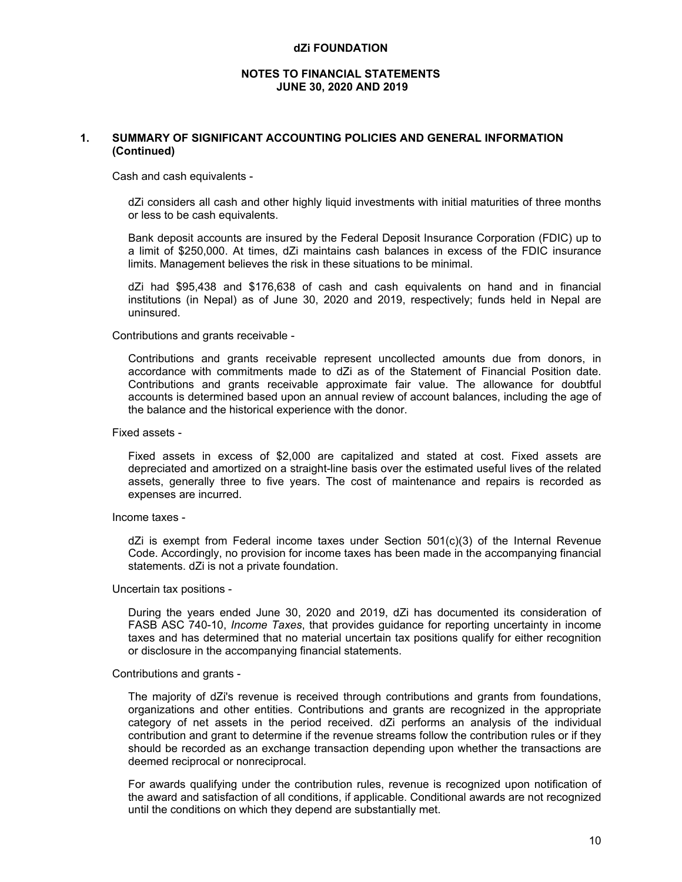## 1. SUMMARY OF SIGNIFICANT ACCOUNTING POLICIES AND GENERAL INFORMATION (Continued)

Cash and cash equivalents -

dZi considers all cash and other highly liquid investments with initial maturities of three months or less to be cash equivalents.

Bank deposit accounts are insured by the Federal Deposit Insurance Corporation (FDIC) up to a limit of $250,000. At times, dZi maintains cash balances in excess of the FDIC insurance limits. Management believes the risk in these situations to be minimal.

dZi had $95,438 and $176,638 of cash and cash equivalents on hand and in financial institutions (in Nepal) as of June 30, 2020 and 2019, respectively; funds held in Nepal are uninsured.

Contributions and grants receivable -

Contributions and grants receivable represent uncollected amounts due from donors, in accordance with commitments made to dZi as of the Statement of Financial Position date. Contributions and grants receivable approximate fair value. The allowance for doubtful accounts is determined based upon an annual review of account balances, including the age of the balance and the historical experience with the donor.

Fixed assets -

Fixed assets in excess of $2,000 are capitalized and stated at cost. Fixed assets are depreciated and amortized on a straight-line basis over the estimated useful lives of the related assets, generally three to five years. The cost of maintenance and repairs is recorded as expenses are incurred.

Income taxes -

dZi is exempt from Federal income taxes under Section 501(c)(3) of the Internal Revenue Code. Accordingly, no provision for income taxes has been made in the accompanying financial statements. dZi is not a private foundation.

Uncertain tax positions -

During the years ended June 30, 2020 and 2019, dZi has documented its consideration of FASB ASC 740-10, *Income Taxes*, that provides guidance for reporting uncertainty in income taxes and has determined that no material uncertain tax positions qualify for either recognition or disclosure in the accompanying financial statements.

Contributions and grants -

The majority of dZi's revenue is received through contributions and grants from foundations, organizations and other entities. Contributions and grants are recognized in the appropriate category of net assets in the period received. dZi performs an analysis of the individual contribution and grant to determine if the revenue streams follow the contribution rules or if they should be recorded as an exchange transaction depending upon whether the transactions are deemed reciprocal or nonreciprocal.

For awards qualifying under the contribution rules, revenue is recognized upon notification of the award and satisfaction of all conditions, if applicable. Conditional awards are not recognized until the conditions on which they depend are substantially met.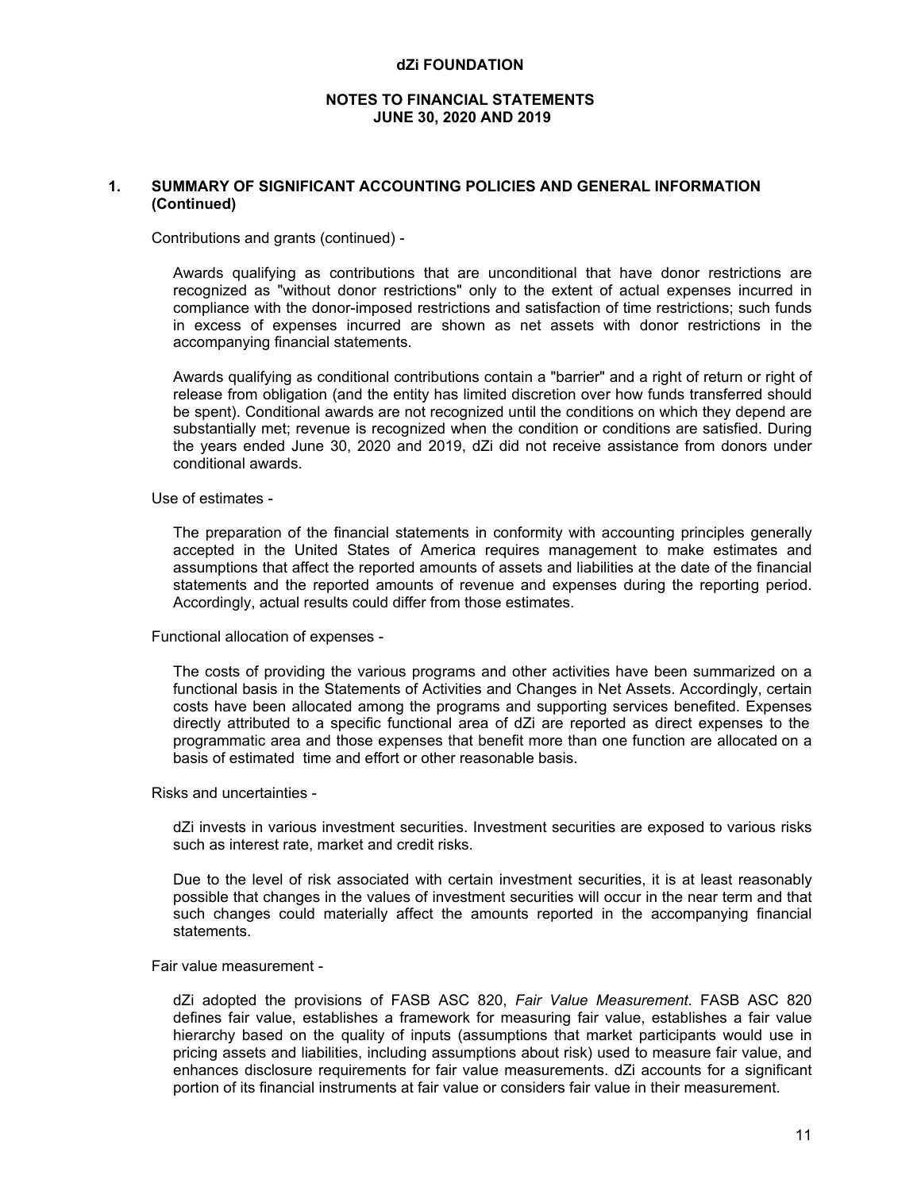## 1. SUMMARY OF SIGNIFICANT ACCOUNTING POLICIES AND GENERAL INFORMATION (Continued)

Contributions and grants (continued) -

Awards qualifying as contributions that are unconditional that have donor restrictions are recognized as "without donor restrictions" only to the extent of actual expenses incurred in compliance with the donor-imposed restrictions and satisfaction of time restrictions; such funds in excess of expenses incurred are shown as net assets with donor restrictions in the accompanying financial statements.

Awards qualifying as conditional contributions contain a "barrier" and a right of return or right of release from obligation (and the entity has limited discretion over how funds transferred should be spent). Conditional awards are not recognized until the conditions on which they depend are substantially met; revenue is recognized when the condition or conditions are satisfied. During the years ended June 30, 2020 and 2019, dZi did not receive assistance from donors under conditional awards.

Use of estimates -

The preparation of the financial statements in conformity with accounting principles generally accepted in the United States of America requires management to make estimates and assumptions that affect the reported amounts of assets and liabilities at the date of the financial statements and the reported amounts of revenue and expenses during the reporting period. Accordingly, actual results could differ from those estimates.

Functional allocation of expenses -

The costs of providing the various programs and other activities have been summarized on a functional basis in the Statements of Activities and Changes in Net Assets. Accordingly, certain costs have been allocated among the programs and supporting services benefited. Expenses directly attributed to a specific functional area of dZi are reported as direct expenses to the programmatic area and those expenses that benefit more than one function are allocated on a basis of estimated time and effort or other reasonable basis.

Risks and uncertainties -

dZi invests in various investment securities. Investment securities are exposed to various risks such as interest rate, market and credit risks.

Due to the level of risk associated with certain investment securities, it is at least reasonably possible that changes in the values of investment securities will occur in the near term and that such changes could materially affect the amounts reported in the accompanying financial statements.

Fair value measurement -

dZi adopted the provisions of FASB ASC 820, *Fair Value Measurement*. FASB ASC 820 defines fair value, establishes a framework for measuring fair value, establishes a fair value hierarchy based on the quality of inputs (assumptions that market participants would use in pricing assets and liabilities, including assumptions about risk) used to measure fair value, and enhances disclosure requirements for fair value measurements. dZi accounts for a significant portion of its financial instruments at fair value or considers fair value in their measurement.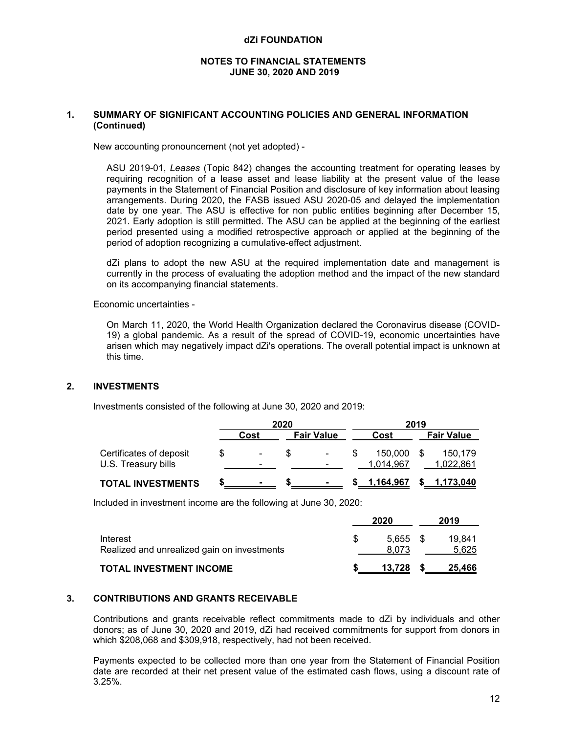# dZi FOUNDATION

## NOTES TO FINANCIAL STATEMENTS
## JUNE 30, 2020 AND 2019

### 1. SUMMARY OF SIGNIFICANT ACCOUNTING POLICIES AND GENERAL INFORMATION (Continued)

New accounting pronouncement (not yet adopted) -

ASU 2019-01, *Leases* (Topic 842) changes the accounting treatment for operating leases by requiring recognition of a lease asset and lease liability at the present value of the lease payments in the Statement of Financial Position and disclosure of key information about leasing arrangements. During 2020, the FASB issued ASU 2020-05 and delayed the implementation date by one year. The ASU is effective for non public entities beginning after December 15, 2021. Early adoption is still permitted. The ASU can be applied at the beginning of the earliest period presented using a modified retrospective approach or applied at the beginning of the period of adoption recognizing a cumulative-effect adjustment.

dZi plans to adopt the new ASU at the required implementation date and management is currently in the process of evaluating the adoption method and the impact of the new standard on its accompanying financial statements.

Economic uncertainties -

On March 11, 2020, the World Health Organization declared the Coronavirus disease (COVID-19) a global pandemic. As a result of the spread of COVID-19, economic uncertainties have arisen which may negatively impact dZi's operations. The overall potential impact is unknown at this time.

### 2. INVESTMENTS

Investments consisted of the following at June 30, 2020 and 2019:

| | 2020 | | 2019 | |
|---|---|---|---|---|
| | Cost | Fair Value | Cost | Fair Value |
| Certificates of deposit | $ - | $ - | $ 150,000 | $ 150,179 |
| U.S. Treasury bills | - | - | 1,014,967 | 1,022,861 |
| **TOTAL INVESTMENTS** | **$ -** | **$ -** | **$ 1,164,967** | **$ 1,173,040** |

Included in investment income are the following at June 30, 2020:

| | 2020 | 2019 |
|---|---|---|
| Interest | $ 5,655 | $ 19,841 |
| Realized and unrealized gain on investments | 8,073 | 5,625 |
| **TOTAL INVESTMENT INCOME** | **$ 13,728** | **$ 25,466** |

### 3. CONTRIBUTIONS AND GRANTS RECEIVABLE

Contributions and grants receivable reflect commitments made to dZi by individuals and other donors; as of June 30, 2020 and 2019, dZi had received commitments for support from donors in which $208,068 and $309,918, respectively, had not been received.

Payments expected to be collected more than one year from the Statement of Financial Position date are recorded at their net present value of the estimated cash flows, using a discount rate of 3.25%.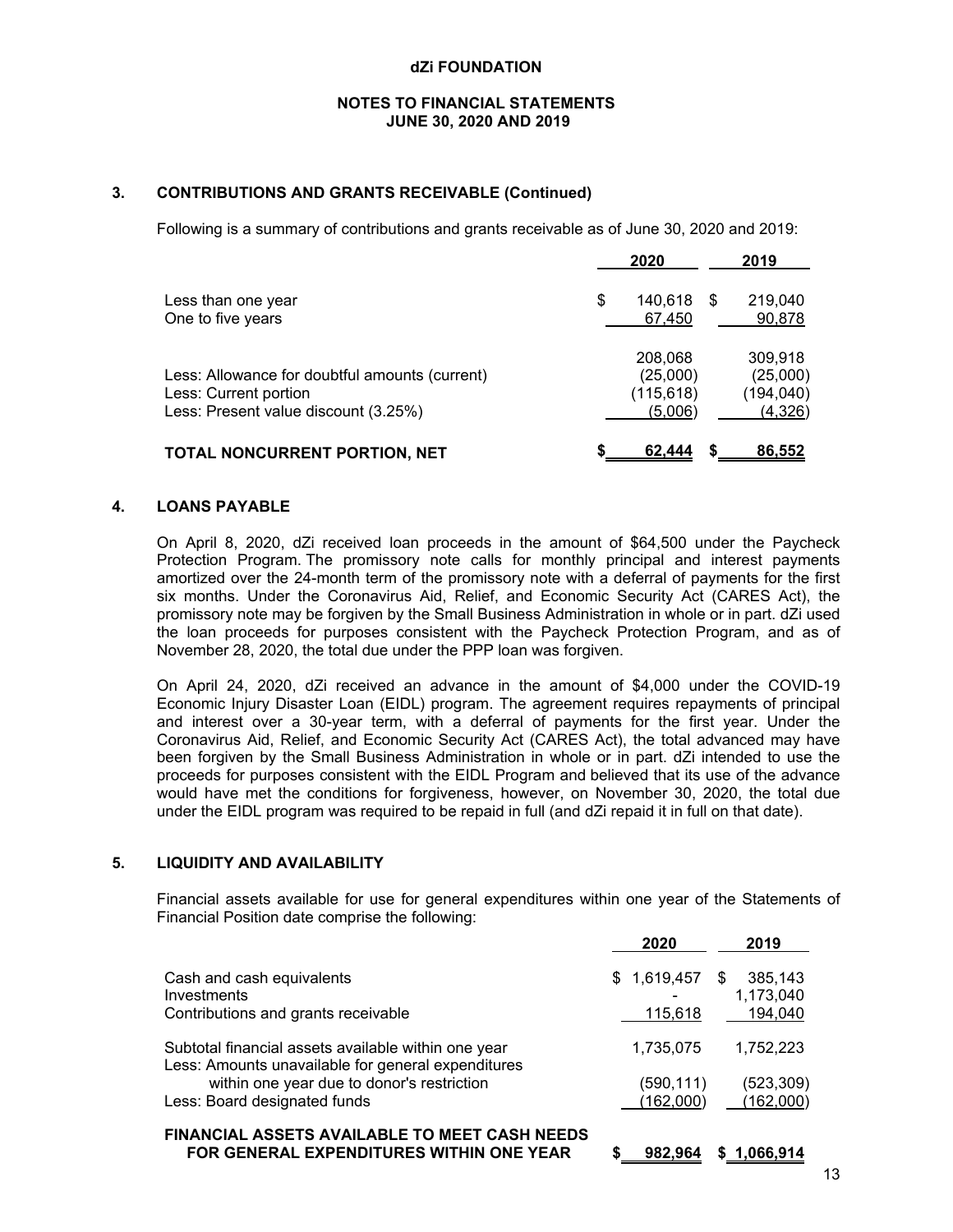dZi FOUNDATION

NOTES TO FINANCIAL STATEMENTS
JUNE 30, 2020 AND 2019

## 3. CONTRIBUTIONS AND GRANTS RECEIVABLE (Continued)

Following is a summary of contributions and grants receivable as of June 30, 2020 and 2019:

| | 2020 | 2019 |
|---|---|---|
| Less than one year | $ 140,618 | $ 219,040 |
| One to five years | 67,450 | 90,878 |
| | 208,068 | 309,918 |
| Less: Allowance for doubtful amounts (current) | (25,000) | (25,000) |
| Less: Current portion | (115,618) | (194,040) |
| Less: Present value discount (3.25%) | (5,006) | (4,326) |
| **TOTAL NONCURRENT PORTION, NET** | **$ 62,444** | **$ 86,552** |

## 4. LOANS PAYABLE

On April 8, 2020, dZi received loan proceeds in the amount of $64,500 under the Paycheck Protection Program. The promissory note calls for monthly principal and interest payments amortized over the 24-month term of the promissory note with a deferral of payments for the first six months. Under the Coronavirus Aid, Relief, and Economic Security Act (CARES Act), the promissory note may be forgiven by the Small Business Administration in whole or in part. dZi used the loan proceeds for purposes consistent with the Paycheck Protection Program, and as of November 28, 2020, the total due under the PPP loan was forgiven.

On April 24, 2020, dZi received an advance in the amount of $4,000 under the COVID-19 Economic Injury Disaster Loan (EIDL) program. The agreement requires repayments of principal and interest over a 30-year term, with a deferral of payments for the first year. Under the Coronavirus Aid, Relief, and Economic Security Act (CARES Act), the total advanced may have been forgiven by the Small Business Administration in whole or in part. dZi intended to use the proceeds for purposes consistent with the EIDL Program and believed that its use of the advance would have met the conditions for forgiveness, however, on November 30, 2020, the total due under the EIDL program was required to be repaid in full (and dZi repaid it in full on that date).

## 5. LIQUIDITY AND AVAILABILITY

Financial assets available for use for general expenditures within one year of the Statements of Financial Position date comprise the following:

| | 2020 | 2019 |
|---|---|---|
| Cash and cash equivalents | $ 1,619,457 | $ 385,143 |
| Investments | - | 1,173,040 |
| Contributions and grants receivable | 115,618 | 194,040 |
| Subtotal financial assets available within one year | 1,735,075 | 1,752,223 |
| Less: Amounts unavailable for general expenditures within one year due to donor's restriction | (590,111) | (523,309) |
| Less: Board designated funds | (162,000) | (162,000) |
| **FINANCIAL ASSETS AVAILABLE TO MEET CASH NEEDS FOR GENERAL EXPENDITURES WITHIN ONE YEAR** | **$ 982,964** | **$ 1,066,914** |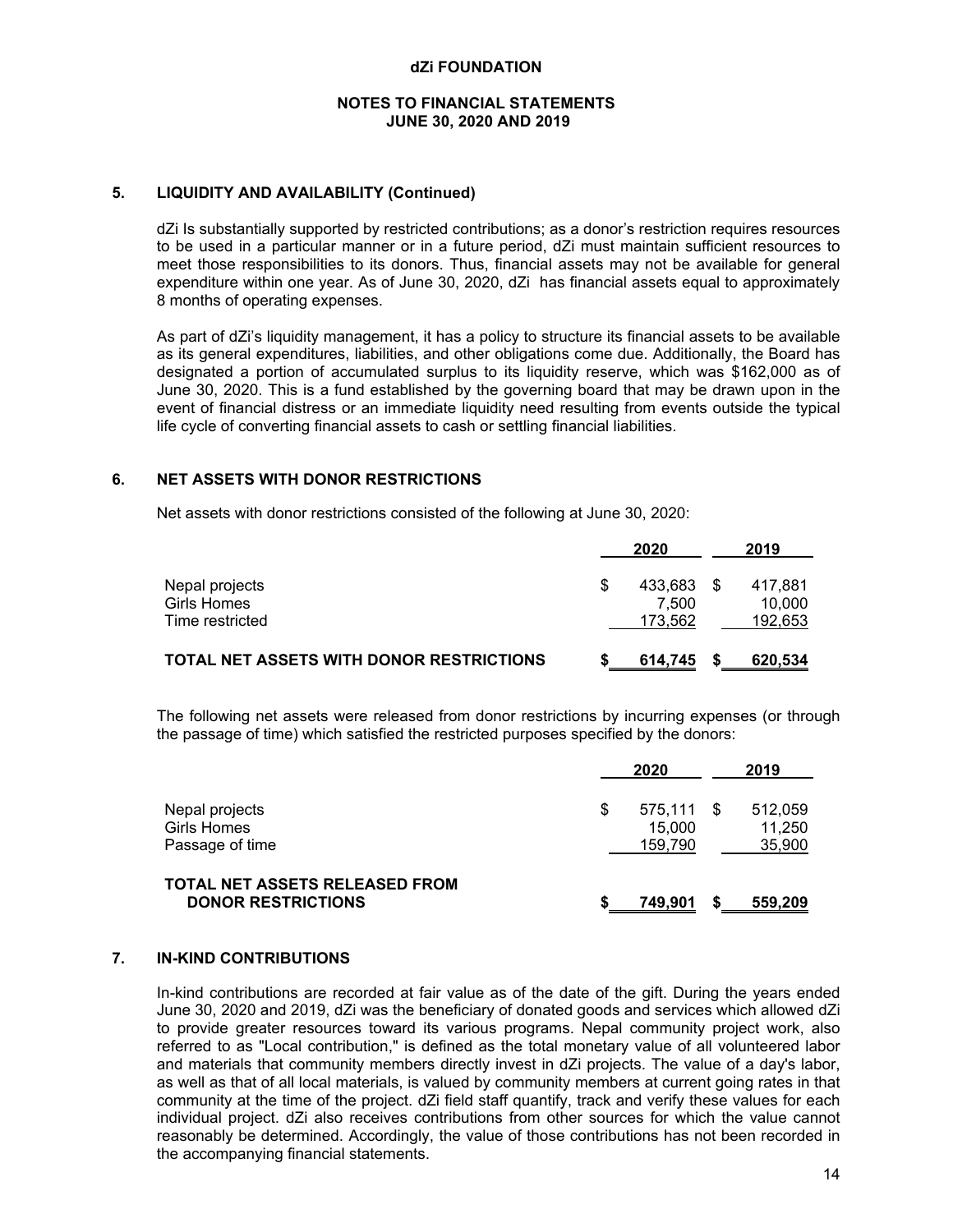**dZi FOUNDATION**

**NOTES TO FINANCIAL STATEMENTS**
**JUNE 30, 2020 AND 2019**

## 5. LIQUIDITY AND AVAILABILITY (Continued)

dZi Is substantially supported by restricted contributions; as a donor's restriction requires resources to be used in a particular manner or in a future period, dZi must maintain sufficient resources to meet those responsibilities to its donors. Thus, financial assets may not be available for general expenditure within one year. As of June 30, 2020, dZi has financial assets equal to approximately 8 months of operating expenses.

As part of dZi's liquidity management, it has a policy to structure its financial assets to be available as its general expenditures, liabilities, and other obligations come due. Additionally, the Board has designated a portion of accumulated surplus to its liquidity reserve, which was $162,000 as of June 30, 2020. This is a fund established by the governing board that may be drawn upon in the event of financial distress or an immediate liquidity need resulting from events outside the typical life cycle of converting financial assets to cash or settling financial liabilities.

## 6. NET ASSETS WITH DONOR RESTRICTIONS

Net assets with donor restrictions consisted of the following at June 30, 2020:

| | 2020 | 2019 |
|---|---|---|
| Nepal projects | $ 433,683 | $ 417,881 |
| Girls Homes | 7,500 | 10,000 |
| Time restricted | 173,562 | 192,653 |
| **TOTAL NET ASSETS WITH DONOR RESTRICTIONS** | **$ 614,745** | **$ 620,534** |

The following net assets were released from donor restrictions by incurring expenses (or through the passage of time) which satisfied the restricted purposes specified by the donors:

| | 2020 | 2019 |
|---|---|---|
| Nepal projects | $ 575,111 | $ 512,059 |
| Girls Homes | 15,000 | 11,250 |
| Passage of time | 159,790 | 35,900 |
| **TOTAL NET ASSETS RELEASED FROM DONOR RESTRICTIONS** | **$ 749,901** | **$ 559,209** |

## 7. IN-KIND CONTRIBUTIONS

In-kind contributions are recorded at fair value as of the date of the gift. During the years ended June 30, 2020 and 2019, dZi was the beneficiary of donated goods and services which allowed dZi to provide greater resources toward its various programs. Nepal community project work, also referred to as "Local contribution," is defined as the total monetary value of all volunteered labor and materials that community members directly invest in dZi projects. The value of a day's labor, as well as that of all local materials, is valued by community members at current going rates in that community at the time of the project. dZi field staff quantify, track and verify these values for each individual project. dZi also receives contributions from other sources for which the value cannot reasonably be determined. Accordingly, the value of those contributions has not been recorded in the accompanying financial statements.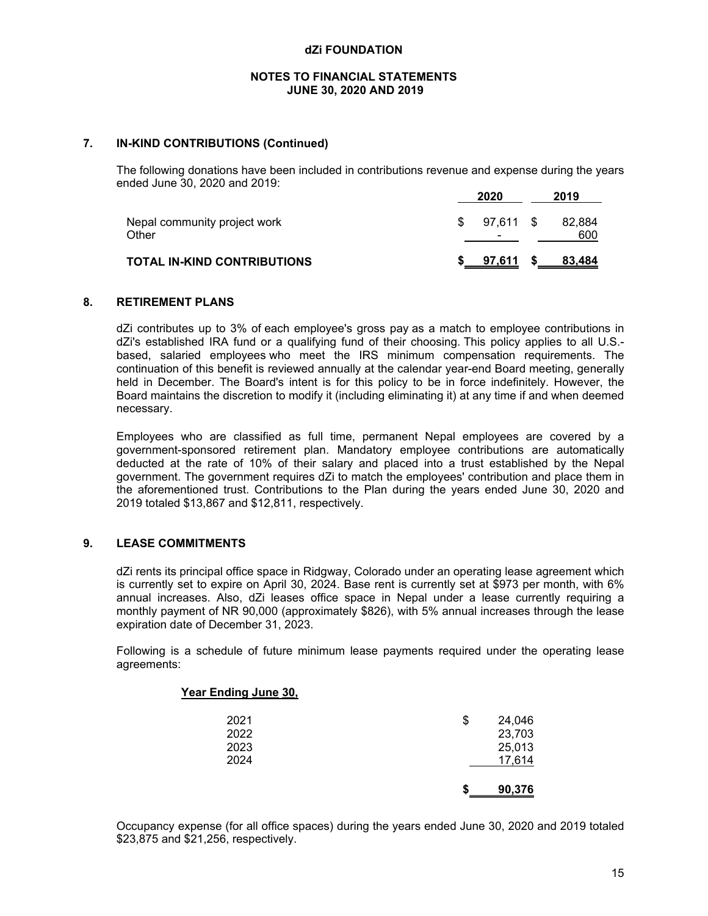dZi FOUNDATION

NOTES TO FINANCIAL STATEMENTS
JUNE 30, 2020 AND 2019

## 7. IN-KIND CONTRIBUTIONS (Continued)

The following donations have been included in contributions revenue and expense during the years ended June 30, 2020 and 2019:

| | 2020 | 2019 |
|---|---|---|
| Nepal community project work | $ 97,611 | $ 82,884 |
| Other | - | 600 |
| **TOTAL IN-KIND CONTRIBUTIONS** | **$ 97,611** | **$ 83,484** |

## 8. RETIREMENT PLANS

dZi contributes up to 3% of each employee's gross pay as a match to employee contributions in dZi's established IRA fund or a qualifying fund of their choosing. This policy applies to all U.S.-based, salaried employees who meet the IRS minimum compensation requirements. The continuation of this benefit is reviewed annually at the calendar year-end Board meeting, generally held in December. The Board's intent is for this policy to be in force indefinitely. However, the Board maintains the discretion to modify it (including eliminating it) at any time if and when deemed necessary.

Employees who are classified as full time, permanent Nepal employees are covered by a government-sponsored retirement plan. Mandatory employee contributions are automatically deducted at the rate of 10% of their salary and placed into a trust established by the Nepal government. The government requires dZi to match the employees' contribution and place them in the aforementioned trust. Contributions to the Plan during the years ended June 30, 2020 and 2019 totaled $13,867 and $12,811, respectively.

## 9. LEASE COMMITMENTS

dZi rents its principal office space in Ridgway, Colorado under an operating lease agreement which is currently set to expire on April 30, 2024. Base rent is currently set at $973 per month, with 6% annual increases. Also, dZi leases office space in Nepal under a lease currently requiring a monthly payment of NR 90,000 (approximately $826), with 5% annual increases through the lease expiration date of December 31, 2023.

Following is a schedule of future minimum lease payments required under the operating lease agreements:

| Year Ending June 30, | |
|---|---|
| 2021 | $ 24,046 |
| 2022 | 23,703 |
| 2023 | 25,013 |
| 2024 | 17,614 |
| | **$ 90,376** |

Occupancy expense (for all office spaces) during the years ended June 30, 2020 and 2019 totaled $23,875 and $21,256, respectively.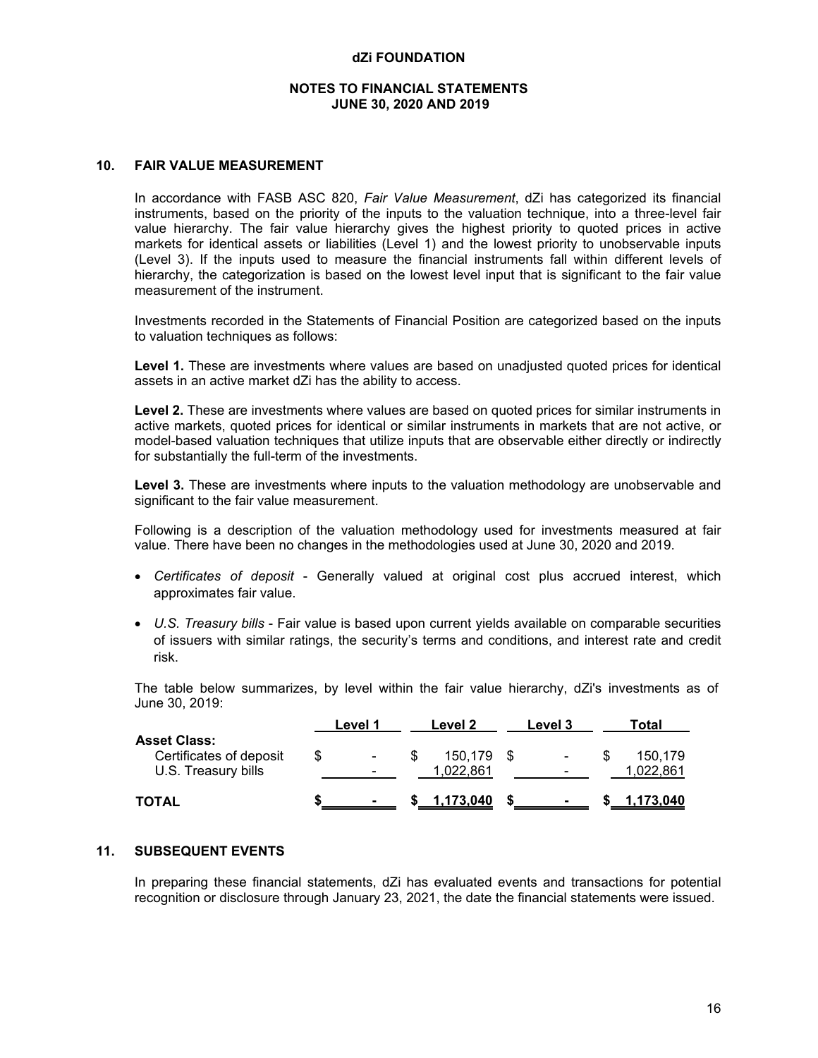dZi FOUNDATION

NOTES TO FINANCIAL STATEMENTS
JUNE 30, 2020 AND 2019

## 10. FAIR VALUE MEASUREMENT

In accordance with FASB ASC 820, *Fair Value Measurement*, dZi has categorized its financial instruments, based on the priority of the inputs to the valuation technique, into a three-level fair value hierarchy. The fair value hierarchy gives the highest priority to quoted prices in active markets for identical assets or liabilities (Level 1) and the lowest priority to unobservable inputs (Level 3). If the inputs used to measure the financial instruments fall within different levels of hierarchy, the categorization is based on the lowest level input that is significant to the fair value measurement of the instrument.

Investments recorded in the Statements of Financial Position are categorized based on the inputs to valuation techniques as follows:

**Level 1.** These are investments where values are based on unadjusted quoted prices for identical assets in an active market dZi has the ability to access.

**Level 2.** These are investments where values are based on quoted prices for similar instruments in active markets, quoted prices for identical or similar instruments in markets that are not active, or model-based valuation techniques that utilize inputs that are observable either directly or indirectly for substantially the full-term of the investments.

**Level 3.** These are investments where inputs to the valuation methodology are unobservable and significant to the fair value measurement.

Following is a description of the valuation methodology used for investments measured at fair value. There have been no changes in the methodologies used at June 30, 2020 and 2019.

- *Certificates of deposit* - Generally valued at original cost plus accrued interest, which approximates fair value.
- *U.S. Treasury bills* - Fair value is based upon current yields available on comparable securities of issuers with similar ratings, the security's terms and conditions, and interest rate and credit risk.

The table below summarizes, by level within the fair value hierarchy, dZi's investments as of June 30, 2019:

| | Level 1 | Level 2 | Level 3 | Total |
|---|---|---|---|---|
| **Asset Class:** | | | | |
| Certificates of deposit | $ - | $ 150,179 | $ - | $ 150,179 |
| U.S. Treasury bills | - | 1,022,861 | - | 1,022,861 |
| **TOTAL** | **$ -** | **$ 1,173,040** | **$ -** | **$ 1,173,040** |

## 11. SUBSEQUENT EVENTS

In preparing these financial statements, dZi has evaluated events and transactions for potential recognition or disclosure through January 23, 2021, the date the financial statements were issued.